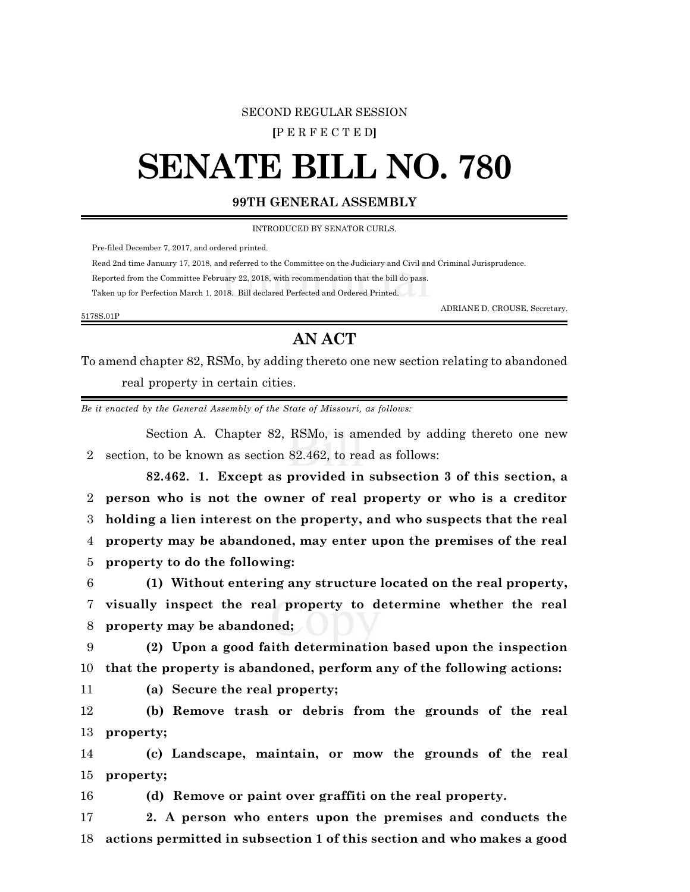SECOND REGULAR SESSION

**[**PERFECTED**]**

# SENATE BILL NO. 780

**99TH GENERAL ASSEMBLY**

INTRODUCED BY SENATOR CURLS.

Pre-filed December 7, 2017, and ordered printed.

Read 2nd time January 17, 2018, and referred to the Committee on the Judiciary and Civil and Criminal Jurisprudence.

Reported from the Committee February 22, 2018, with recommendation that the bill do pass.

Taken up for Perfection March 1, 2018. Bill declared Perfected and Ordered Printed.

ADRIANE D. CROUSE, Secretary.

5178S.01P

## AN ACT

To amend chapter 82, RSMo, by adding thereto one new section relating to abandoned real property in certain cities.

*Be it enacted by the General Assembly of the State of Missouri, as follows:*

Section A. Chapter 82, RSMo, is amended by adding thereto one new section, to be known as section 82.462, to read as follows:

**82.462. 1. Except as provided in subsection 3 of this section, a person who is not the owner of real property or who is a creditor holding a lien interest on the property, and who suspects that the real property may be abandoned, may enter upon the premises of the real property to do the following:**

**(1) Without entering any structure located on the real property, visually inspect the real property to determine whether the real property may be abandoned;**

**(2) Upon a good faith determination based upon the inspection that the property is abandoned, perform any of the following actions:**

**(a) Secure the real property;**

**(b) Remove trash or debris from the grounds of the real property;**

**(c) Landscape, maintain, or mow the grounds of the real property;**

**(d) Remove or paint over graffiti on the real property.**

**2. A person who enters upon the premises and conducts the actions permitted in subsection 1 of this section and who makes a good**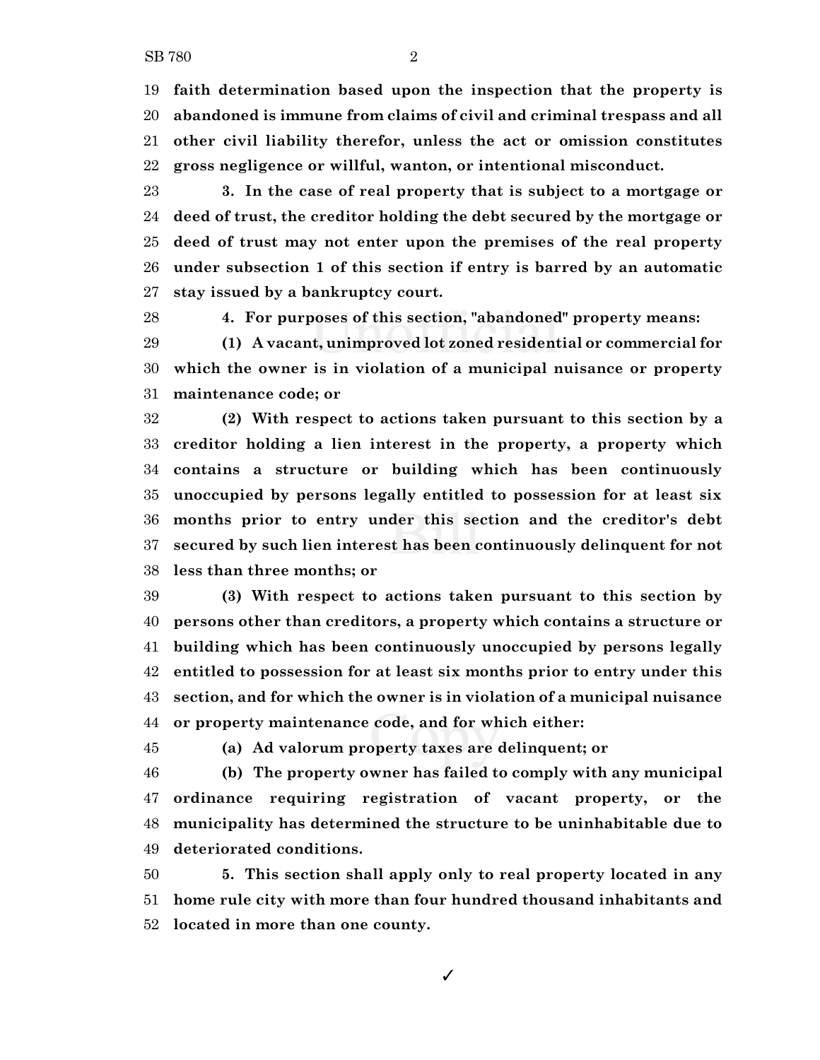**faith determination based upon the inspection that the property is abandoned is immune from claims of civil and criminal trespass and all other civil liability therefor, unless the act or omission constitutes gross negligence or willful, wanton, or intentional misconduct.**

**3. In the case of real property that is subject to a mortgage or deed of trust, the creditor holding the debt secured by the mortgage or deed of trust may not enter upon the premises of the real property under subsection 1 of this section if entry is barred by an automatic stay issued by a bankruptcy court.**

**4. For purposes of this section, "abandoned" property means:**

**(1) A vacant, unimproved lot zoned residential or commercial for which the owner is in violation of a municipal nuisance or property maintenance code; or**

**(2) With respect to actions taken pursuant to this section by a creditor holding a lien interest in the property, a property which contains a structure or building which has been continuously unoccupied by persons legally entitled to possession for at least six months prior to entry under this section and the creditor's debt secured by such lien interest has been continuously delinquent for not less than three months; or**

**(3) With respect to actions taken pursuant to this section by persons other than creditors, a property which contains a structure or building which has been continuously unoccupied by persons legally entitled to possession for at least six months prior to entry under this section, and for which the owner is in violation of a municipal nuisance or property maintenance code, and for which either:**

**(a) Ad valorum property taxes are delinquent; or**

**(b) The property owner has failed to comply with any municipal ordinance requiring registration of vacant property, or the municipality has determined the structure to be uninhabitable due to deteriorated conditions.**

**5. This section shall apply only to real property located in any home rule city with more than four hundred thousand inhabitants and located in more than one county.**

✓